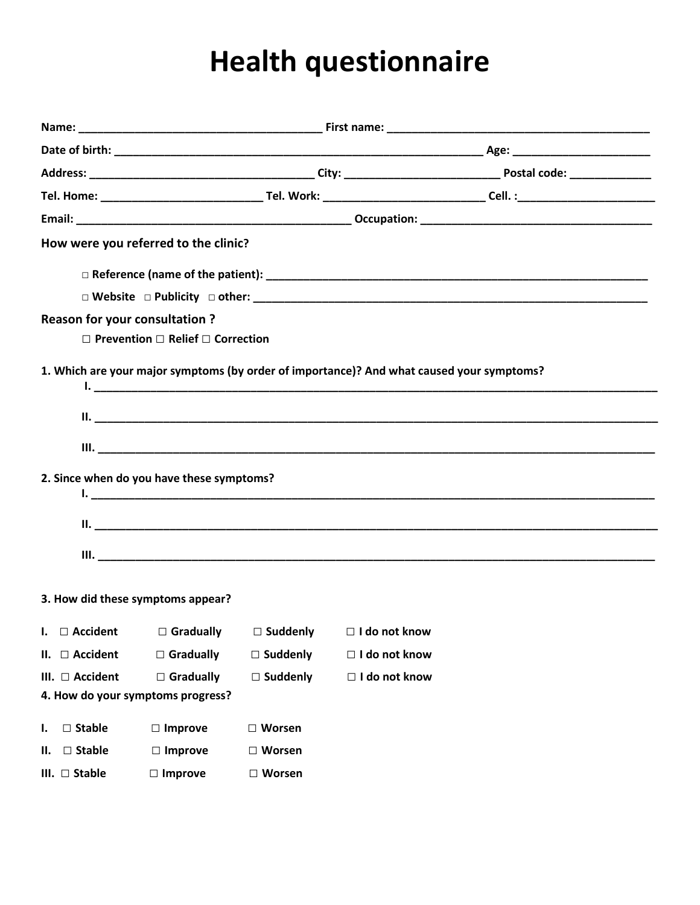# Health questionnaire

**Name:** ______________________________________ **First name:** _________________________________________

**Date of birth:** ___________________________________________________________ **Age:** ______________________

**Address:** ____________________________________ **City:** ________________________ **Postal code:** _____________

**Tel. Home:** _________________________ **Tel. Work:** _________________________ **Cell. :**______________________

**Email:** ____________________________________________ **Occupation:** ____________________________________

**How were you referred to the clinic?**

□ **Reference (name of the patient):** ______________________________________________________________

□ **Website** □ **Publicity** □ **other:** ______________________________________________________________

**Reason for your consultation ?**

□ **Prevention** □ **Relief** □ **Correction**

**1. Which are your major symptoms (by order of importance)? And what caused your symptoms?**

I. ______________________________________________________________________________________

II. ______________________________________________________________________________________

III. ______________________________________________________________________________________

**2. Since when do you have these symptoms?**

I. ______________________________________________________________________________________

II. ______________________________________________________________________________________

III. ______________________________________________________________________________________

**3. How did these symptoms appear?**

**I.** □ **Accident** □ **Gradually** □ **Suddenly** □ **I do not know**

**II.** □ **Accident** □ **Gradually** □ **Suddenly** □ **I do not know**

**III.** □ **Accident** □ **Gradually** □ **Suddenly** □ **I do not know**

**4. How do your symptoms progress?**

**I.** □ **Stable** □ **Improve** □ **Worsen**

**II.** □ **Stable** □ **Improve** □ **Worsen**

**III.** □ **Stable** □ **Improve** □ **Worsen**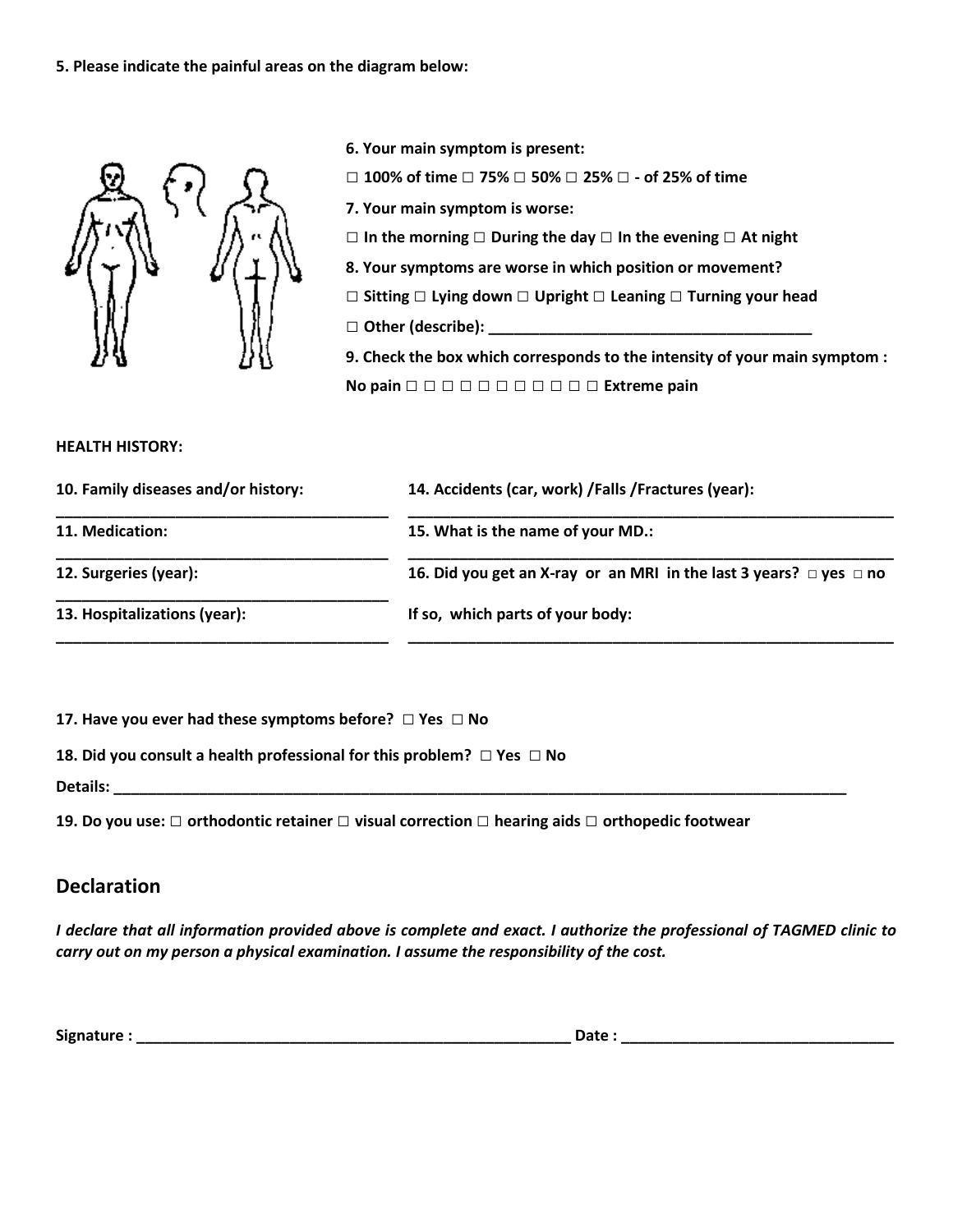**5. Please indicate the painful areas on the diagram below:**

**6. Your main symptom is present:**

□ **100% of time** □ **75%** □ **50%** □ **25%** □ **- of 25% of time**

**7. Your main symptom is worse:**

□ **In the morning** □ **During the day** □ **In the evening** □ **At night**

**8. Your symptoms are worse in which position or movement?**

□ **Sitting** □ **Lying down** □ **Upright** □ **Leaning** □ **Turning your head**

□ **Other (describe): ______________________________________**

**9. Check the box which corresponds to the intensity of your main symptom :**

**No pain** □ □ □ □ □ □ □ □ □ □ □ **Extreme pain**

**HEALTH HISTORY:**

**10. Family diseases and/or history:**
______________________________________

**11. Medication:**
______________________________________

**12. Surgeries (year):**
______________________________________

**13. Hospitalizations (year):**
______________________________________

**14. Accidents (car, work) /Falls /Fractures (year):**
__________________________________________________________

**15. What is the name of your MD.:**
__________________________________________________________

**16. Did you get an X-ray or an MRI in the last 3 years?** □ **yes** □ **no**

**If so, which parts of your body:**
__________________________________________________________

**17. Have you ever had these symptoms before?** □ **Yes** □ **No**

**18. Did you consult a health professional for this problem?** □ **Yes** □ **No**

**Details: ______________________________________________________________________________________**

**19. Do you use:** □ **orthodontic retainer** □ **visual correction** □ **hearing aids** □ **orthopedic footwear**

## Declaration

***I declare that all information provided above is complete and exact. I authorize the professional of TAGMED clinic to carry out on my person a physical examination. I assume the responsibility of the cost.***

**Signature : ___________________________________________________ Date : _______________________________**